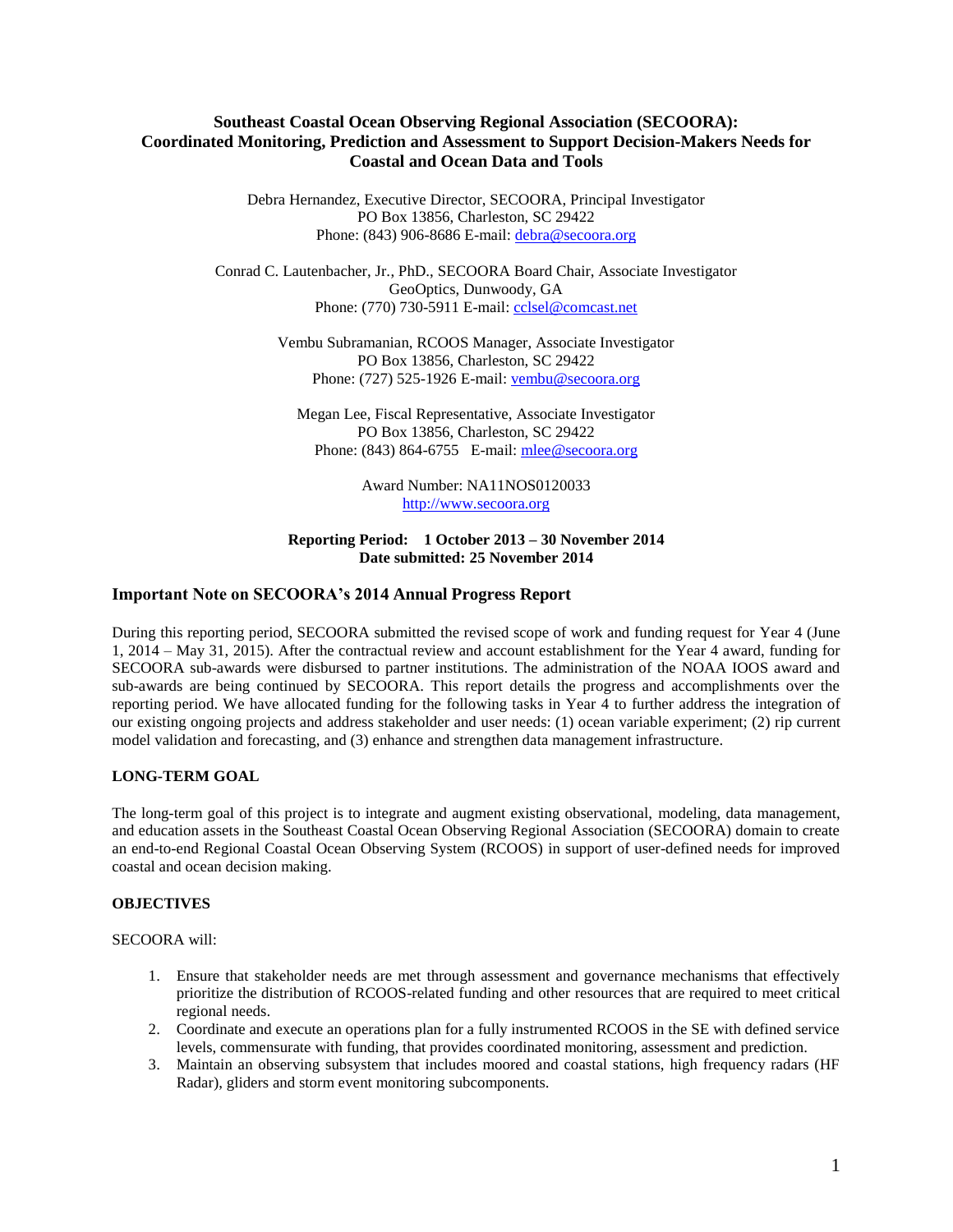# Southeast Coastal Ocean Observing Regional Association (SECOORA): Coordinated Monitoring, Prediction and Assessment to Support Decision-Makers Needs for Coastal and Ocean Data and Tools

Debra Hernandez, Executive Director, SECOORA, Principal Investigator
PO Box 13856, Charleston, SC 29422
Phone: (843) 906-8686 E-mail: debra@secoora.org

Conrad C. Lautenbacher, Jr., PhD., SECOORA Board Chair, Associate Investigator
GeoOptics, Dunwoody, GA
Phone: (770) 730-5911 E-mail: cclsel@comcast.net

Vembu Subramanian, RCOOS Manager, Associate Investigator
PO Box 13856, Charleston, SC 29422
Phone: (727) 525-1926 E-mail: vembu@secoora.org

Megan Lee, Fiscal Representative, Associate Investigator
PO Box 13856, Charleston, SC 29422
Phone: (843) 864-6755 E-mail: mlee@secoora.org

Award Number: NA11NOS0120033
http://www.secoora.org

**Reporting Period: 1 October 2013 – 30 November 2014**
**Date submitted: 25 November 2014**

## Important Note on SECOORA's 2014 Annual Progress Report

During this reporting period, SECOORA submitted the revised scope of work and funding request for Year 4 (June 1, 2014 – May 31, 2015). After the contractual review and account establishment for the Year 4 award, funding for SECOORA sub-awards were disbursed to partner institutions. The administration of the NOAA IOOS award and sub-awards are being continued by SECOORA. This report details the progress and accomplishments over the reporting period. We have allocated funding for the following tasks in Year 4 to further address the integration of our existing ongoing projects and address stakeholder and user needs: (1) ocean variable experiment; (2) rip current model validation and forecasting, and (3) enhance and strengthen data management infrastructure.

### LONG-TERM GOAL

The long-term goal of this project is to integrate and augment existing observational, modeling, data management, and education assets in the Southeast Coastal Ocean Observing Regional Association (SECOORA) domain to create an end-to-end Regional Coastal Ocean Observing System (RCOOS) in support of user-defined needs for improved coastal and ocean decision making.

### OBJECTIVES

SECOORA will:

1. Ensure that stakeholder needs are met through assessment and governance mechanisms that effectively prioritize the distribution of RCOOS-related funding and other resources that are required to meet critical regional needs.
2. Coordinate and execute an operations plan for a fully instrumented RCOOS in the SE with defined service levels, commensurate with funding, that provides coordinated monitoring, assessment and prediction.
3. Maintain an observing subsystem that includes moored and coastal stations, high frequency radars (HF Radar), gliders and storm event monitoring subcomponents.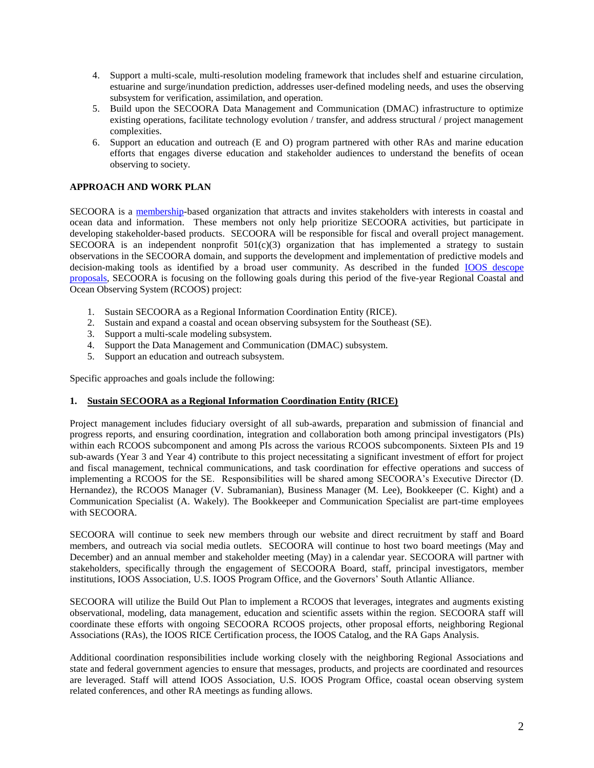4. Support a multi-scale, multi-resolution modeling framework that includes shelf and estuarine circulation, estuarine and surge/inundation prediction, addresses user-defined modeling needs, and uses the observing subsystem for verification, assimilation, and operation.
5. Build upon the SECOORA Data Management and Communication (DMAC) infrastructure to optimize existing operations, facilitate technology evolution / transfer, and address structural / project management complexities.
6. Support an education and outreach (E and O) program partnered with other RAs and marine education efforts that engages diverse education and stakeholder audiences to understand the benefits of ocean observing to society.

**APPROACH AND WORK PLAN**

SECOORA is a membership-based organization that attracts and invites stakeholders with interests in coastal and ocean data and information. These members not only help prioritize SECOORA activities, but participate in developing stakeholder-based products. SECOORA will be responsible for fiscal and overall project management. SECOORA is an independent nonprofit 501(c)(3) organization that has implemented a strategy to sustain observations in the SECOORA domain, and supports the development and implementation of predictive models and decision-making tools as identified by a broad user community. As described in the funded IOOS descope proposals, SECOORA is focusing on the following goals during this period of the five-year Regional Coastal and Ocean Observing System (RCOOS) project:

1. Sustain SECOORA as a Regional Information Coordination Entity (RICE).
2. Sustain and expand a coastal and ocean observing subsystem for the Southeast (SE).
3. Support a multi-scale modeling subsystem.
4. Support the Data Management and Communication (DMAC) subsystem.
5. Support an education and outreach subsystem.

Specific approaches and goals include the following:

**1. <u>Sustain SECOORA as a Regional Information Coordination Entity (RICE)</u>**

Project management includes fiduciary oversight of all sub-awards, preparation and submission of financial and progress reports, and ensuring coordination, integration and collaboration both among principal investigators (PIs) within each RCOOS subcomponent and among PIs across the various RCOOS subcomponents. Sixteen PIs and 19 sub-awards (Year 3 and Year 4) contribute to this project necessitating a significant investment of effort for project and fiscal management, technical communications, and task coordination for effective operations and success of implementing a RCOOS for the SE. Responsibilities will be shared among SECOORA's Executive Director (D. Hernandez), the RCOOS Manager (V. Subramanian), Business Manager (M. Lee), Bookkeeper (C. Kight) and a Communication Specialist (A. Wakely). The Bookkeeper and Communication Specialist are part-time employees with SECOORA.

SECOORA will continue to seek new members through our website and direct recruitment by staff and Board members, and outreach via social media outlets. SECOORA will continue to host two board meetings (May and December) and an annual member and stakeholder meeting (May) in a calendar year. SECOORA will partner with stakeholders, specifically through the engagement of SECOORA Board, staff, principal investigators, member institutions, IOOS Association, U.S. IOOS Program Office, and the Governors' South Atlantic Alliance.

SECOORA will utilize the Build Out Plan to implement a RCOOS that leverages, integrates and augments existing observational, modeling, data management, education and scientific assets within the region. SECOORA staff will coordinate these efforts with ongoing SECOORA RCOOS projects, other proposal efforts, neighboring Regional Associations (RAs), the IOOS RICE Certification process, the IOOS Catalog, and the RA Gaps Analysis.

Additional coordination responsibilities include working closely with the neighboring Regional Associations and state and federal government agencies to ensure that messages, products, and projects are coordinated and resources are leveraged. Staff will attend IOOS Association, U.S. IOOS Program Office, coastal ocean observing system related conferences, and other RA meetings as funding allows.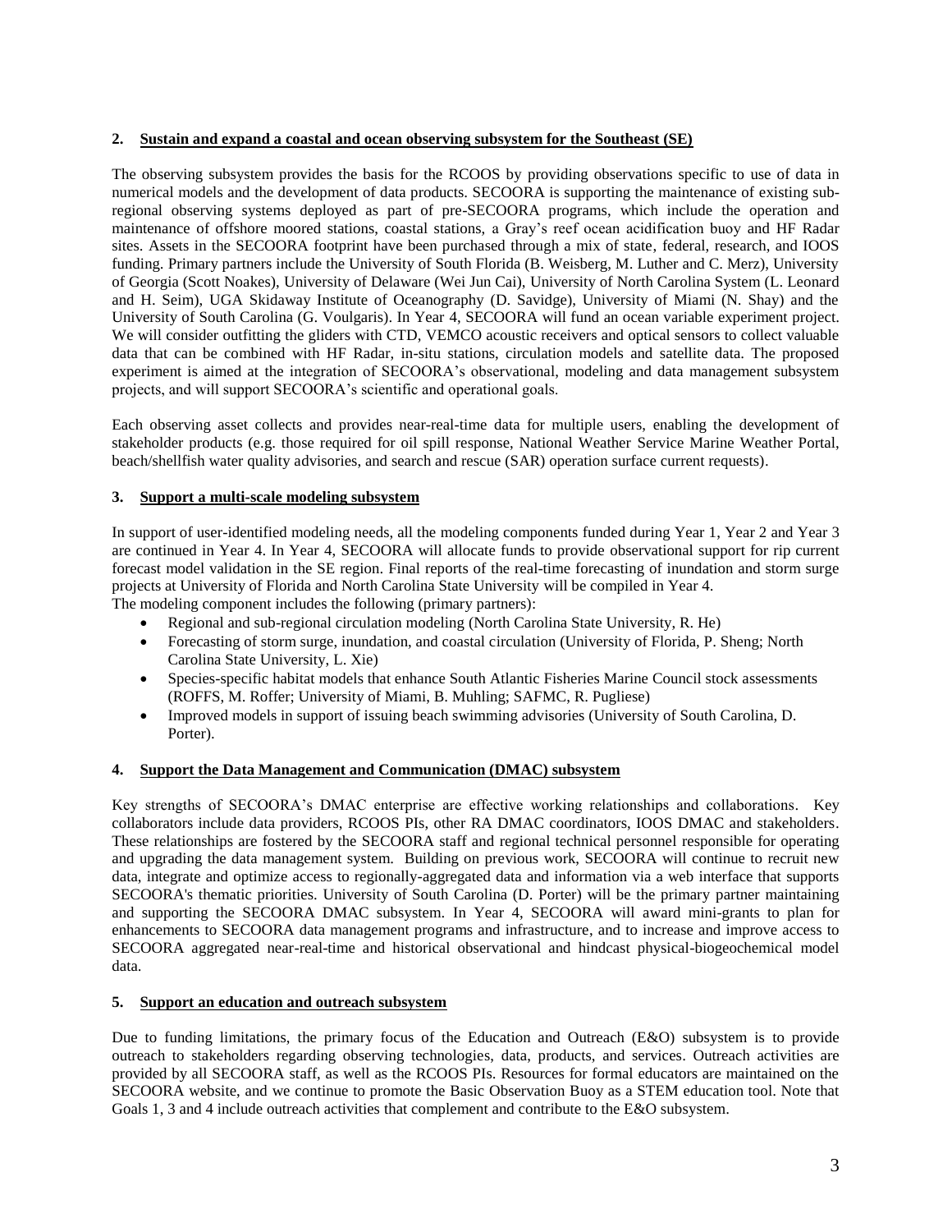**2. <u>Sustain and expand a coastal and ocean observing subsystem for the Southeast (SE)</u>**

The observing subsystem provides the basis for the RCOOS by providing observations specific to use of data in numerical models and the development of data products. SECOORA is supporting the maintenance of existing sub-regional observing systems deployed as part of pre-SECOORA programs, which include the operation and maintenance of offshore moored stations, coastal stations, a Gray's reef ocean acidification buoy and HF Radar sites. Assets in the SECOORA footprint have been purchased through a mix of state, federal, research, and IOOS funding. Primary partners include the University of South Florida (B. Weisberg, M. Luther and C. Merz), University of Georgia (Scott Noakes), University of Delaware (Wei Jun Cai), University of North Carolina System (L. Leonard and H. Seim), UGA Skidaway Institute of Oceanography (D. Savidge), University of Miami (N. Shay) and the University of South Carolina (G. Voulgaris). In Year 4, SECOORA will fund an ocean variable experiment project. We will consider outfitting the gliders with CTD, VEMCO acoustic receivers and optical sensors to collect valuable data that can be combined with HF Radar, in-situ stations, circulation models and satellite data. The proposed experiment is aimed at the integration of SECOORA's observational, modeling and data management subsystem projects, and will support SECOORA's scientific and operational goals.

Each observing asset collects and provides near-real-time data for multiple users, enabling the development of stakeholder products (e.g. those required for oil spill response, National Weather Service Marine Weather Portal, beach/shellfish water quality advisories, and search and rescue (SAR) operation surface current requests).

**3. <u>Support a multi-scale modeling subsystem</u>**

In support of user-identified modeling needs, all the modeling components funded during Year 1, Year 2 and Year 3 are continued in Year 4. In Year 4, SECOORA will allocate funds to provide observational support for rip current forecast model validation in the SE region. Final reports of the real-time forecasting of inundation and storm surge projects at University of Florida and North Carolina State University will be compiled in Year 4.
The modeling component includes the following (primary partners):

- Regional and sub-regional circulation modeling (North Carolina State University, R. He)
- Forecasting of storm surge, inundation, and coastal circulation (University of Florida, P. Sheng; North Carolina State University, L. Xie)
- Species-specific habitat models that enhance South Atlantic Fisheries Marine Council stock assessments (ROFFS, M. Roffer; University of Miami, B. Muhling; SAFMC, R. Pugliese)
- Improved models in support of issuing beach swimming advisories (University of South Carolina, D. Porter).

**4. <u>Support the Data Management and Communication (DMAC) subsystem</u>**

Key strengths of SECOORA's DMAC enterprise are effective working relationships and collaborations. Key collaborators include data providers, RCOOS PIs, other RA DMAC coordinators, IOOS DMAC and stakeholders. These relationships are fostered by the SECOORA staff and regional technical personnel responsible for operating and upgrading the data management system. Building on previous work, SECOORA will continue to recruit new data, integrate and optimize access to regionally-aggregated data and information via a web interface that supports SECOORA's thematic priorities. University of South Carolina (D. Porter) will be the primary partner maintaining and supporting the SECOORA DMAC subsystem. In Year 4, SECOORA will award mini-grants to plan for enhancements to SECOORA data management programs and infrastructure, and to increase and improve access to SECOORA aggregated near-real-time and historical observational and hindcast physical-biogeochemical model data.

**5. <u>Support an education and outreach subsystem</u>**

Due to funding limitations, the primary focus of the Education and Outreach (E&O) subsystem is to provide outreach to stakeholders regarding observing technologies, data, products, and services. Outreach activities are provided by all SECOORA staff, as well as the RCOOS PIs. Resources for formal educators are maintained on the SECOORA website, and we continue to promote the Basic Observation Buoy as a STEM education tool. Note that Goals 1, 3 and 4 include outreach activities that complement and contribute to the E&O subsystem.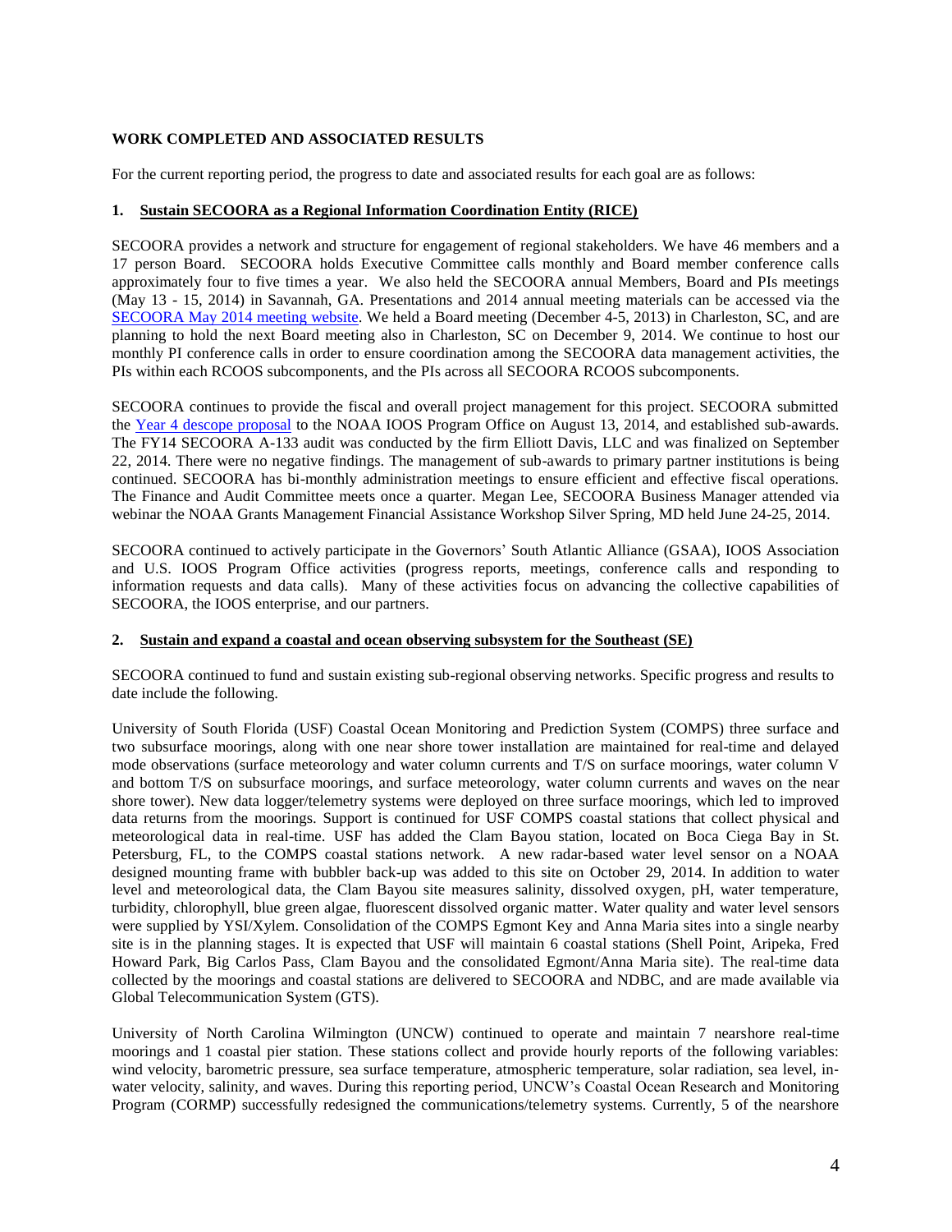**WORK COMPLETED AND ASSOCIATED RESULTS**

For the current reporting period, the progress to date and associated results for each goal are as follows:

**1. Sustain SECOORA as a Regional Information Coordination Entity (RICE)**

SECOORA provides a network and structure for engagement of regional stakeholders. We have 46 members and a 17 person Board. SECOORA holds Executive Committee calls monthly and Board member conference calls approximately four to five times a year. We also held the SECOORA annual Members, Board and PIs meetings (May 13 - 15, 2014) in Savannah, GA. Presentations and 2014 annual meeting materials can be accessed via the SECOORA May 2014 meeting website. We held a Board meeting (December 4-5, 2013) in Charleston, SC, and are planning to hold the next Board meeting also in Charleston, SC on December 9, 2014. We continue to host our monthly PI conference calls in order to ensure coordination among the SECOORA data management activities, the PIs within each RCOOS subcomponents, and the PIs across all SECOORA RCOOS subcomponents.

SECOORA continues to provide the fiscal and overall project management for this project. SECOORA submitted the Year 4 descope proposal to the NOAA IOOS Program Office on August 13, 2014, and established sub-awards. The FY14 SECOORA A-133 audit was conducted by the firm Elliott Davis, LLC and was finalized on September 22, 2014. There were no negative findings. The management of sub-awards to primary partner institutions is being continued. SECOORA has bi-monthly administration meetings to ensure efficient and effective fiscal operations. The Finance and Audit Committee meets once a quarter. Megan Lee, SECOORA Business Manager attended via webinar the NOAA Grants Management Financial Assistance Workshop Silver Spring, MD held June 24-25, 2014.

SECOORA continued to actively participate in the Governors' South Atlantic Alliance (GSAA), IOOS Association and U.S. IOOS Program Office activities (progress reports, meetings, conference calls and responding to information requests and data calls). Many of these activities focus on advancing the collective capabilities of SECOORA, the IOOS enterprise, and our partners.

**2. Sustain and expand a coastal and ocean observing subsystem for the Southeast (SE)**

SECOORA continued to fund and sustain existing sub-regional observing networks. Specific progress and results to date include the following.

University of South Florida (USF) Coastal Ocean Monitoring and Prediction System (COMPS) three surface and two subsurface moorings, along with one near shore tower installation are maintained for real-time and delayed mode observations (surface meteorology and water column currents and T/S on surface moorings, water column V and bottom T/S on subsurface moorings, and surface meteorology, water column currents and waves on the near shore tower). New data logger/telemetry systems were deployed on three surface moorings, which led to improved data returns from the moorings. Support is continued for USF COMPS coastal stations that collect physical and meteorological data in real-time. USF has added the Clam Bayou station, located on Boca Ciega Bay in St. Petersburg, FL, to the COMPS coastal stations network. A new radar-based water level sensor on a NOAA designed mounting frame with bubbler back-up was added to this site on October 29, 2014. In addition to water level and meteorological data, the Clam Bayou site measures salinity, dissolved oxygen, pH, water temperature, turbidity, chlorophyll, blue green algae, fluorescent dissolved organic matter. Water quality and water level sensors were supplied by YSI/Xylem. Consolidation of the COMPS Egmont Key and Anna Maria sites into a single nearby site is in the planning stages. It is expected that USF will maintain 6 coastal stations (Shell Point, Aripeka, Fred Howard Park, Big Carlos Pass, Clam Bayou and the consolidated Egmont/Anna Maria site). The real-time data collected by the moorings and coastal stations are delivered to SECOORA and NDBC, and are made available via Global Telecommunication System (GTS).

University of North Carolina Wilmington (UNCW) continued to operate and maintain 7 nearshore real-time moorings and 1 coastal pier station. These stations collect and provide hourly reports of the following variables: wind velocity, barometric pressure, sea surface temperature, atmospheric temperature, solar radiation, sea level, in-water velocity, salinity, and waves. During this reporting period, UNCW's Coastal Ocean Research and Monitoring Program (CORMP) successfully redesigned the communications/telemetry systems. Currently, 5 of the nearshore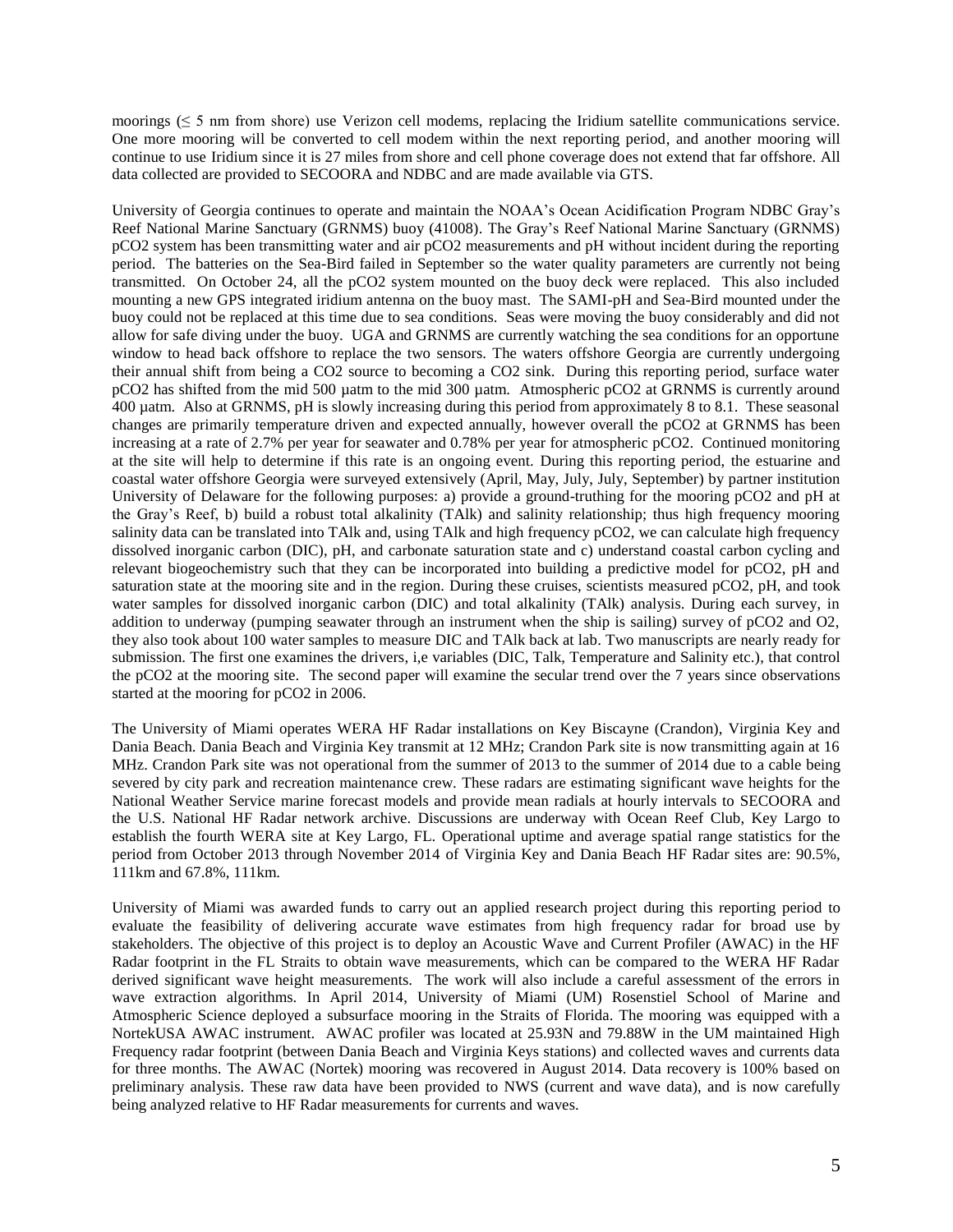moorings (≤ 5 nm from shore) use Verizon cell modems, replacing the Iridium satellite communications service. One more mooring will be converted to cell modem within the next reporting period, and another mooring will continue to use Iridium since it is 27 miles from shore and cell phone coverage does not extend that far offshore. All data collected are provided to SECOORA and NDBC and are made available via GTS.

University of Georgia continues to operate and maintain the NOAA's Ocean Acidification Program NDBC Gray's Reef National Marine Sanctuary (GRNMS) buoy (41008). The Gray's Reef National Marine Sanctuary (GRNMS) pCO2 system has been transmitting water and air pCO2 measurements and pH without incident during the reporting period. The batteries on the Sea-Bird failed in September so the water quality parameters are currently not being transmitted. On October 24, all the pCO2 system mounted on the buoy deck were replaced. This also included mounting a new GPS integrated iridium antenna on the buoy mast. The SAMI-pH and Sea-Bird mounted under the buoy could not be replaced at this time due to sea conditions. Seas were moving the buoy considerably and did not allow for safe diving under the buoy. UGA and GRNMS are currently watching the sea conditions for an opportune window to head back offshore to replace the two sensors. The waters offshore Georgia are currently undergoing their annual shift from being a CO2 source to becoming a CO2 sink. During this reporting period, surface water pCO2 has shifted from the mid 500 µatm to the mid 300 µatm. Atmospheric pCO2 at GRNMS is currently around 400 µatm. Also at GRNMS, pH is slowly increasing during this period from approximately 8 to 8.1. These seasonal changes are primarily temperature driven and expected annually, however overall the pCO2 at GRNMS has been increasing at a rate of 2.7% per year for seawater and 0.78% per year for atmospheric pCO2. Continued monitoring at the site will help to determine if this rate is an ongoing event. During this reporting period, the estuarine and coastal water offshore Georgia were surveyed extensively (April, May, July, July, September) by partner institution University of Delaware for the following purposes: a) provide a ground-truthing for the mooring pCO2 and pH at the Gray's Reef, b) build a robust total alkalinity (TAlk) and salinity relationship; thus high frequency mooring salinity data can be translated into TAlk and, using TAlk and high frequency pCO2, we can calculate high frequency dissolved inorganic carbon (DIC), pH, and carbonate saturation state and c) understand coastal carbon cycling and relevant biogeochemistry such that they can be incorporated into building a predictive model for pCO2, pH and saturation state at the mooring site and in the region. During these cruises, scientists measured pCO2, pH, and took water samples for dissolved inorganic carbon (DIC) and total alkalinity (TAlk) analysis. During each survey, in addition to underway (pumping seawater through an instrument when the ship is sailing) survey of pCO2 and O2, they also took about 100 water samples to measure DIC and TAlk back at lab. Two manuscripts are nearly ready for submission. The first one examines the drivers, i,e variables (DIC, Talk, Temperature and Salinity etc.), that control the pCO2 at the mooring site. The second paper will examine the secular trend over the 7 years since observations started at the mooring for pCO2 in 2006.

The University of Miami operates WERA HF Radar installations on Key Biscayne (Crandon), Virginia Key and Dania Beach. Dania Beach and Virginia Key transmit at 12 MHz; Crandon Park site is now transmitting again at 16 MHz. Crandon Park site was not operational from the summer of 2013 to the summer of 2014 due to a cable being severed by city park and recreation maintenance crew. These radars are estimating significant wave heights for the National Weather Service marine forecast models and provide mean radials at hourly intervals to SECOORA and the U.S. National HF Radar network archive. Discussions are underway with Ocean Reef Club, Key Largo to establish the fourth WERA site at Key Largo, FL. Operational uptime and average spatial range statistics for the period from October 2013 through November 2014 of Virginia Key and Dania Beach HF Radar sites are: 90.5%, 111km and 67.8%, 111km.

University of Miami was awarded funds to carry out an applied research project during this reporting period to evaluate the feasibility of delivering accurate wave estimates from high frequency radar for broad use by stakeholders. The objective of this project is to deploy an Acoustic Wave and Current Profiler (AWAC) in the HF Radar footprint in the FL Straits to obtain wave measurements, which can be compared to the WERA HF Radar derived significant wave height measurements. The work will also include a careful assessment of the errors in wave extraction algorithms. In April 2014, University of Miami (UM) Rosenstiel School of Marine and Atmospheric Science deployed a subsurface mooring in the Straits of Florida. The mooring was equipped with a NortekUSA AWAC instrument. AWAC profiler was located at 25.93N and 79.88W in the UM maintained High Frequency radar footprint (between Dania Beach and Virginia Keys stations) and collected waves and currents data for three months. The AWAC (Nortek) mooring was recovered in August 2014. Data recovery is 100% based on preliminary analysis. These raw data have been provided to NWS (current and wave data), and is now carefully being analyzed relative to HF Radar measurements for currents and waves.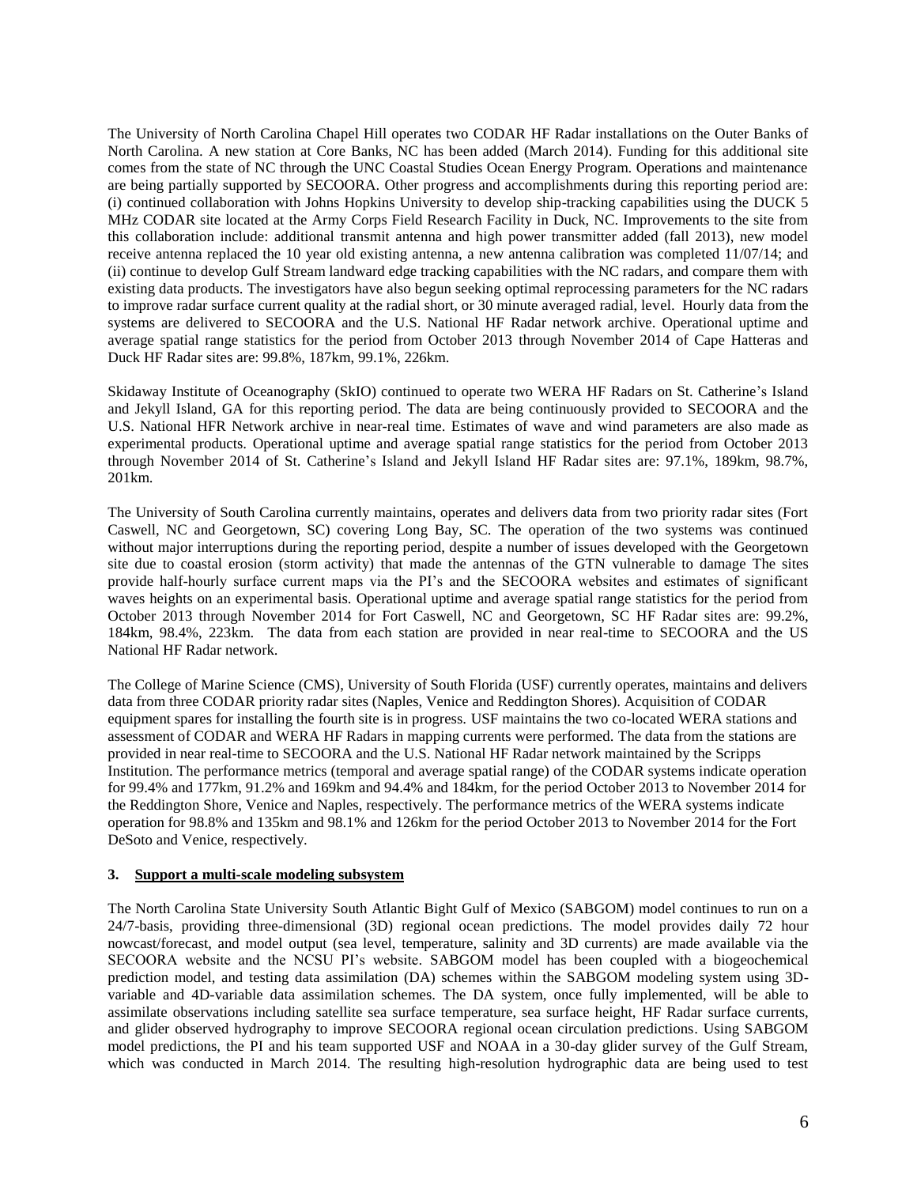The University of North Carolina Chapel Hill operates two CODAR HF Radar installations on the Outer Banks of North Carolina. A new station at Core Banks, NC has been added (March 2014). Funding for this additional site comes from the state of NC through the UNC Coastal Studies Ocean Energy Program. Operations and maintenance are being partially supported by SECOORA. Other progress and accomplishments during this reporting period are: (i) continued collaboration with Johns Hopkins University to develop ship-tracking capabilities using the DUCK 5 MHz CODAR site located at the Army Corps Field Research Facility in Duck, NC. Improvements to the site from this collaboration include: additional transmit antenna and high power transmitter added (fall 2013), new model receive antenna replaced the 10 year old existing antenna, a new antenna calibration was completed 11/07/14; and (ii) continue to develop Gulf Stream landward edge tracking capabilities with the NC radars, and compare them with existing data products. The investigators have also begun seeking optimal reprocessing parameters for the NC radars to improve radar surface current quality at the radial short, or 30 minute averaged radial, level. Hourly data from the systems are delivered to SECOORA and the U.S. National HF Radar network archive. Operational uptime and average spatial range statistics for the period from October 2013 through November 2014 of Cape Hatteras and Duck HF Radar sites are: 99.8%, 187km, 99.1%, 226km.

Skidaway Institute of Oceanography (SkIO) continued to operate two WERA HF Radars on St. Catherine's Island and Jekyll Island, GA for this reporting period. The data are being continuously provided to SECOORA and the U.S. National HFR Network archive in near-real time. Estimates of wave and wind parameters are also made as experimental products. Operational uptime and average spatial range statistics for the period from October 2013 through November 2014 of St. Catherine's Island and Jekyll Island HF Radar sites are: 97.1%, 189km, 98.7%, 201km.

The University of South Carolina currently maintains, operates and delivers data from two priority radar sites (Fort Caswell, NC and Georgetown, SC) covering Long Bay, SC. The operation of the two systems was continued without major interruptions during the reporting period, despite a number of issues developed with the Georgetown site due to coastal erosion (storm activity) that made the antennas of the GTN vulnerable to damage The sites provide half-hourly surface current maps via the PI's and the SECOORA websites and estimates of significant waves heights on an experimental basis. Operational uptime and average spatial range statistics for the period from October 2013 through November 2014 for Fort Caswell, NC and Georgetown, SC HF Radar sites are: 99.2%, 184km, 98.4%, 223km. The data from each station are provided in near real-time to SECOORA and the US National HF Radar network.

The College of Marine Science (CMS), University of South Florida (USF) currently operates, maintains and delivers data from three CODAR priority radar sites (Naples, Venice and Reddington Shores). Acquisition of CODAR equipment spares for installing the fourth site is in progress. USF maintains the two co-located WERA stations and assessment of CODAR and WERA HF Radars in mapping currents were performed. The data from the stations are provided in near real-time to SECOORA and the U.S. National HF Radar network maintained by the Scripps Institution. The performance metrics (temporal and average spatial range) of the CODAR systems indicate operation for 99.4% and 177km, 91.2% and 169km and 94.4% and 184km, for the period October 2013 to November 2014 for the Reddington Shore, Venice and Naples, respectively. The performance metrics of the WERA systems indicate operation for 98.8% and 135km and 98.1% and 126km for the period October 2013 to November 2014 for the Fort DeSoto and Venice, respectively.

### 3. Support a multi-scale modeling subsystem

The North Carolina State University South Atlantic Bight Gulf of Mexico (SABGOM) model continues to run on a 24/7-basis, providing three-dimensional (3D) regional ocean predictions. The model provides daily 72 hour nowcast/forecast, and model output (sea level, temperature, salinity and 3D currents) are made available via the SECOORA website and the NCSU PI's website. SABGOM model has been coupled with a biogeochemical prediction model, and testing data assimilation (DA) schemes within the SABGOM modeling system using 3D-variable and 4D-variable data assimilation schemes. The DA system, once fully implemented, will be able to assimilate observations including satellite sea surface temperature, sea surface height, HF Radar surface currents, and glider observed hydrography to improve SECOORA regional ocean circulation predictions. Using SABGOM model predictions, the PI and his team supported USF and NOAA in a 30-day glider survey of the Gulf Stream, which was conducted in March 2014. The resulting high-resolution hydrographic data are being used to test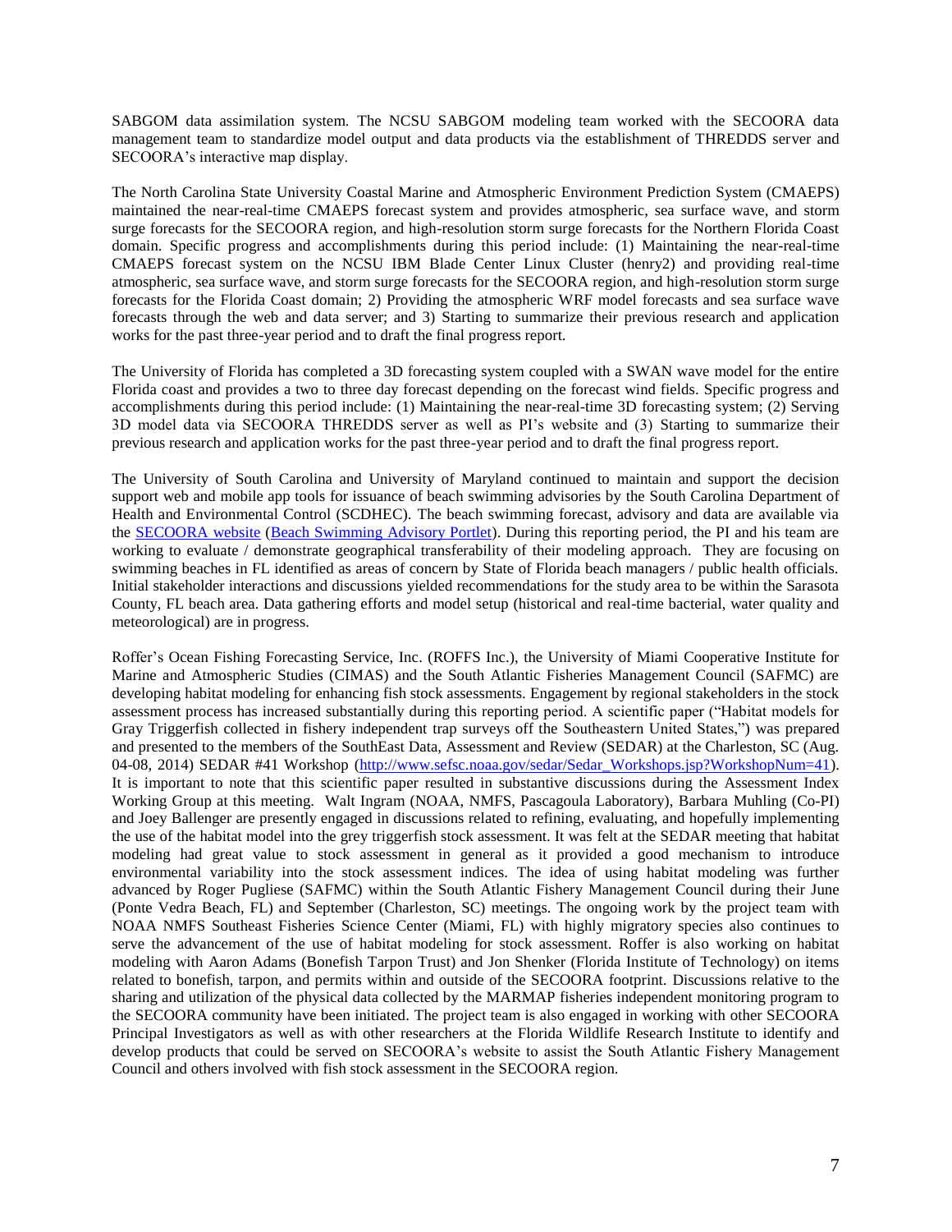SABGOM data assimilation system. The NCSU SABGOM modeling team worked with the SECOORA data management team to standardize model output and data products via the establishment of THREDDS server and SECOORA's interactive map display.

The North Carolina State University Coastal Marine and Atmospheric Environment Prediction System (CMAEPS) maintained the near-real-time CMAEPS forecast system and provides atmospheric, sea surface wave, and storm surge forecasts for the SECOORA region, and high-resolution storm surge forecasts for the Northern Florida Coast domain. Specific progress and accomplishments during this period include: (1) Maintaining the near-real-time CMAEPS forecast system on the NCSU IBM Blade Center Linux Cluster (henry2) and providing real-time atmospheric, sea surface wave, and storm surge forecasts for the SECOORA region, and high-resolution storm surge forecasts for the Florida Coast domain; 2) Providing the atmospheric WRF model forecasts and sea surface wave forecasts through the web and data server; and 3) Starting to summarize their previous research and application works for the past three-year period and to draft the final progress report.

The University of Florida has completed a 3D forecasting system coupled with a SWAN wave model for the entire Florida coast and provides a two to three day forecast depending on the forecast wind fields. Specific progress and accomplishments during this period include: (1) Maintaining the near-real-time 3D forecasting system; (2) Serving 3D model data via SECOORA THREDDS server as well as PI's website and (3) Starting to summarize their previous research and application works for the past three-year period and to draft the final progress report.

The University of South Carolina and University of Maryland continued to maintain and support the decision support web and mobile app tools for issuance of beach swimming advisories by the South Carolina Department of Health and Environmental Control (SCDHEC). The beach swimming forecast, advisory and data are available via the SECOORA website (Beach Swimming Advisory Portlet). During this reporting period, the PI and his team are working to evaluate / demonstrate geographical transferability of their modeling approach. They are focusing on swimming beaches in FL identified as areas of concern by State of Florida beach managers / public health officials. Initial stakeholder interactions and discussions yielded recommendations for the study area to be within the Sarasota County, FL beach area. Data gathering efforts and model setup (historical and real-time bacterial, water quality and meteorological) are in progress.

Roffer's Ocean Fishing Forecasting Service, Inc. (ROFFS Inc.), the University of Miami Cooperative Institute for Marine and Atmospheric Studies (CIMAS) and the South Atlantic Fisheries Management Council (SAFMC) are developing habitat modeling for enhancing fish stock assessments. Engagement by regional stakeholders in the stock assessment process has increased substantially during this reporting period. A scientific paper ("Habitat models for Gray Triggerfish collected in fishery independent trap surveys off the Southeastern United States,") was prepared and presented to the members of the SouthEast Data, Assessment and Review (SEDAR) at the Charleston, SC (Aug. 04-08, 2014) SEDAR #41 Workshop (http://www.sefsc.noaa.gov/sedar/Sedar_Workshops.jsp?WorkshopNum=41). It is important to note that this scientific paper resulted in substantive discussions during the Assessment Index Working Group at this meeting. Walt Ingram (NOAA, NMFS, Pascagoula Laboratory), Barbara Muhling (Co-PI) and Joey Ballenger are presently engaged in discussions related to refining, evaluating, and hopefully implementing the use of the habitat model into the grey triggerfish stock assessment. It was felt at the SEDAR meeting that habitat modeling had great value to stock assessment in general as it provided a good mechanism to introduce environmental variability into the stock assessment indices. The idea of using habitat modeling was further advanced by Roger Pugliese (SAFMC) within the South Atlantic Fishery Management Council during their June (Ponte Vedra Beach, FL) and September (Charleston, SC) meetings. The ongoing work by the project team with NOAA NMFS Southeast Fisheries Science Center (Miami, FL) with highly migratory species also continues to serve the advancement of the use of habitat modeling for stock assessment. Roffer is also working on habitat modeling with Aaron Adams (Bonefish Tarpon Trust) and Jon Shenker (Florida Institute of Technology) on items related to bonefish, tarpon, and permits within and outside of the SECOORA footprint. Discussions relative to the sharing and utilization of the physical data collected by the MARMAP fisheries independent monitoring program to the SECOORA community have been initiated. The project team is also engaged in working with other SECOORA Principal Investigators as well as with other researchers at the Florida Wildlife Research Institute to identify and develop products that could be served on SECOORA's website to assist the South Atlantic Fishery Management Council and others involved with fish stock assessment in the SECOORA region.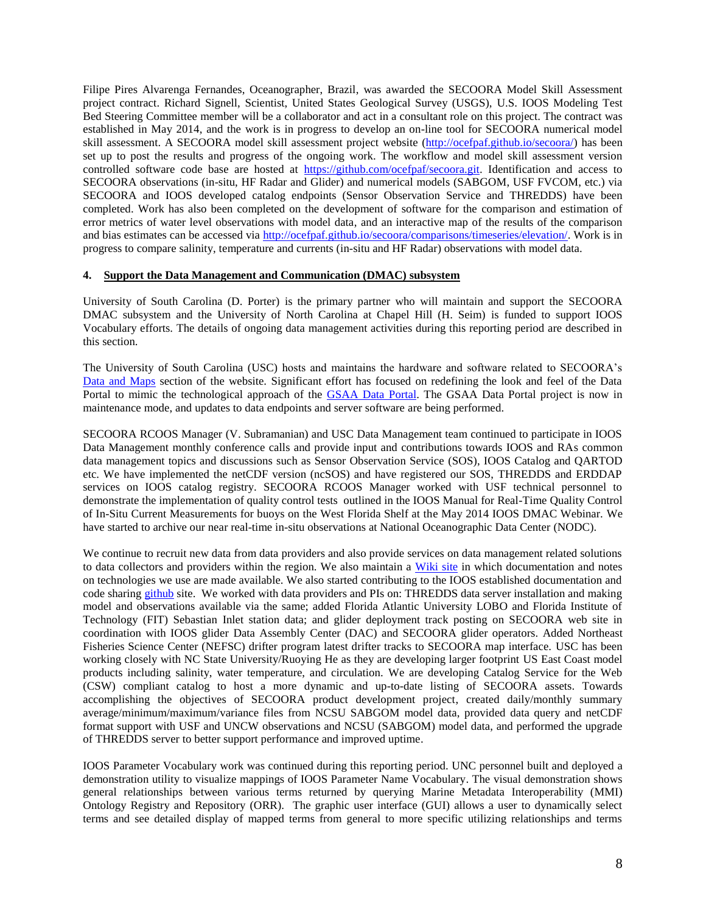Filipe Pires Alvarenga Fernandes, Oceanographer, Brazil, was awarded the SECOORA Model Skill Assessment project contract. Richard Signell, Scientist, United States Geological Survey (USGS), U.S. IOOS Modeling Test Bed Steering Committee member will be a collaborator and act in a consultant role on this project. The contract was established in May 2014, and the work is in progress to develop an on-line tool for SECOORA numerical model skill assessment. A SECOORA model skill assessment project website (http://ocefpaf.github.io/secoora/) has been set up to post the results and progress of the ongoing work. The workflow and model skill assessment version controlled software code base are hosted at https://github.com/ocefpaf/secoora.git. Identification and access to SECOORA observations (in-situ, HF Radar and Glider) and numerical models (SABGOM, USF FVCOM, etc.) via SECOORA and IOOS developed catalog endpoints (Sensor Observation Service and THREDDS) have been completed. Work has also been completed on the development of software for the comparison and estimation of error metrics of water level observations with model data, and an interactive map of the results of the comparison and bias estimates can be accessed via http://ocefpaf.github.io/secoora/comparisons/timeseries/elevation/. Work is in progress to compare salinity, temperature and currents (in-situ and HF Radar) observations with model data.

#### 4. Support the Data Management and Communication (DMAC) subsystem

University of South Carolina (D. Porter) is the primary partner who will maintain and support the SECOORA DMAC subsystem and the University of North Carolina at Chapel Hill (H. Seim) is funded to support IOOS Vocabulary efforts. The details of ongoing data management activities during this reporting period are described in this section.

The University of South Carolina (USC) hosts and maintains the hardware and software related to SECOORA's Data and Maps section of the website. Significant effort has focused on redefining the look and feel of the Data Portal to mimic the technological approach of the GSAA Data Portal. The GSAA Data Portal project is now in maintenance mode, and updates to data endpoints and server software are being performed.

SECOORA RCOOS Manager (V. Subramanian) and USC Data Management team continued to participate in IOOS Data Management monthly conference calls and provide input and contributions towards IOOS and RAs common data management topics and discussions such as Sensor Observation Service (SOS), IOOS Catalog and QARTOD etc. We have implemented the netCDF version (ncSOS) and have registered our SOS, THREDDS and ERDDAP services on IOOS catalog registry. SECOORA RCOOS Manager worked with USF technical personnel to demonstrate the implementation of quality control tests outlined in the IOOS Manual for Real-Time Quality Control of In-Situ Current Measurements for buoys on the West Florida Shelf at the May 2014 IOOS DMAC Webinar. We have started to archive our near real-time in-situ observations at National Oceanographic Data Center (NODC).

We continue to recruit new data from data providers and also provide services on data management related solutions to data collectors and providers within the region. We also maintain a Wiki site in which documentation and notes on technologies we use are made available. We also started contributing to the IOOS established documentation and code sharing github site. We worked with data providers and PIs on: THREDDS data server installation and making model and observations available via the same; added Florida Atlantic University LOBO and Florida Institute of Technology (FIT) Sebastian Inlet station data; and glider deployment track posting on SECOORA web site in coordination with IOOS glider Data Assembly Center (DAC) and SECOORA glider operators. Added Northeast Fisheries Science Center (NEFSC) drifter program latest drifter tracks to SECOORA map interface. USC has been working closely with NC State University/Ruoying He as they are developing larger footprint US East Coast model products including salinity, water temperature, and circulation. We are developing Catalog Service for the Web (CSW) compliant catalog to host a more dynamic and up-to-date listing of SECOORA assets. Towards accomplishing the objectives of SECOORA product development project, created daily/monthly summary average/minimum/maximum/variance files from NCSU SABGOM model data, provided data query and netCDF format support with USF and UNCW observations and NCSU (SABGOM) model data, and performed the upgrade of THREDDS server to better support performance and improved uptime.

IOOS Parameter Vocabulary work was continued during this reporting period. UNC personnel built and deployed a demonstration utility to visualize mappings of IOOS Parameter Name Vocabulary. The visual demonstration shows general relationships between various terms returned by querying Marine Metadata Interoperability (MMI) Ontology Registry and Repository (ORR). The graphic user interface (GUI) allows a user to dynamically select terms and see detailed display of mapped terms from general to more specific utilizing relationships and terms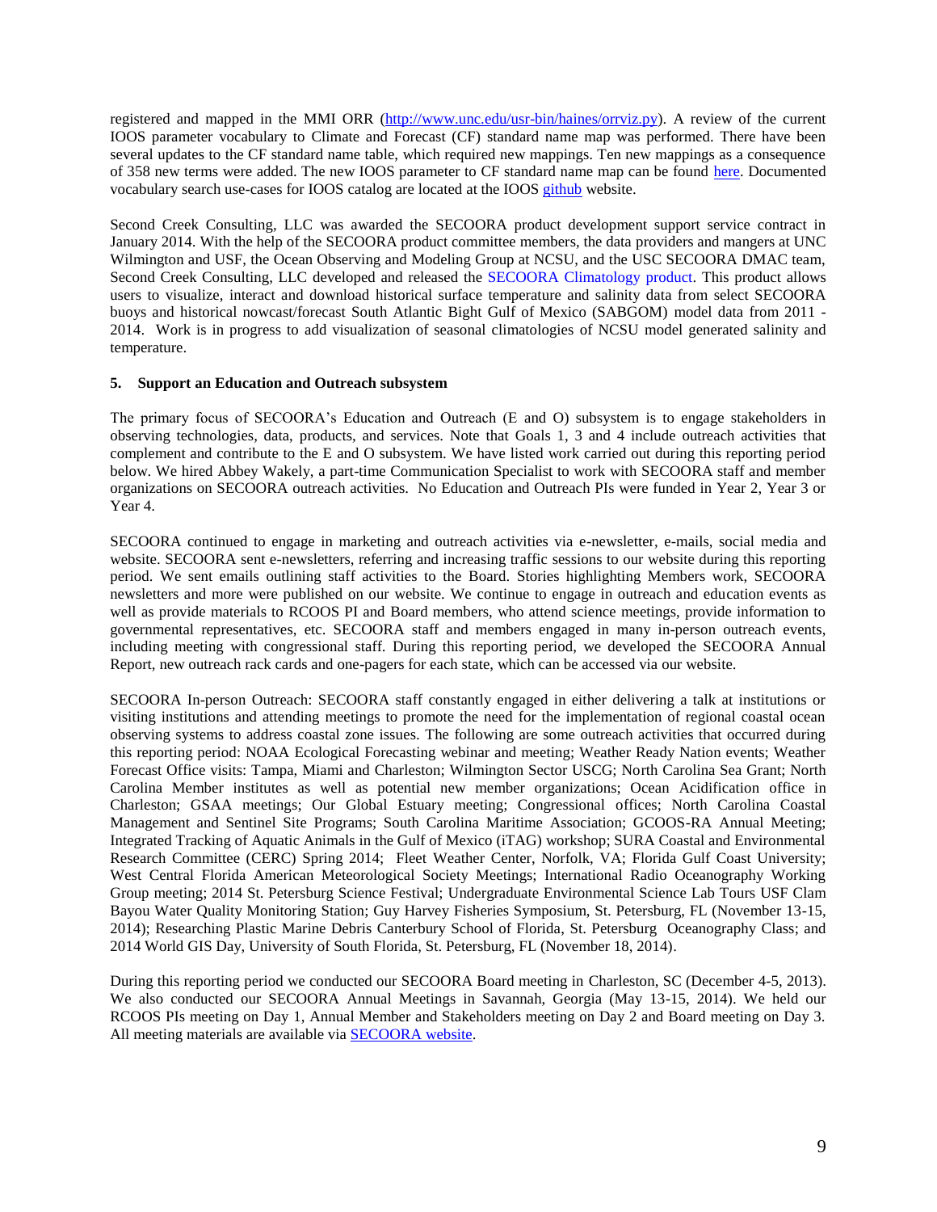registered and mapped in the MMI ORR (http://www.unc.edu/usr-bin/haines/orrviz.py). A review of the current IOOS parameter vocabulary to Climate and Forecast (CF) standard name map was performed. There have been several updates to the CF standard name table, which required new mappings. Ten new mappings as a consequence of 358 new terms were added. The new IOOS parameter to CF standard name map can be found here. Documented vocabulary search use-cases for IOOS catalog are located at the IOOS github website.

Second Creek Consulting, LLC was awarded the SECOORA product development support service contract in January 2014. With the help of the SECOORA product committee members, the data providers and mangers at UNC Wilmington and USF, the Ocean Observing and Modeling Group at NCSU, and the USC SECOORA DMAC team, Second Creek Consulting, LLC developed and released the SECOORA Climatology product. This product allows users to visualize, interact and download historical surface temperature and salinity data from select SECOORA buoys and historical nowcast/forecast South Atlantic Bight Gulf of Mexico (SABGOM) model data from 2011 - 2014. Work is in progress to add visualization of seasonal climatologies of NCSU model generated salinity and temperature.

### 5. Support an Education and Outreach subsystem

The primary focus of SECOORA's Education and Outreach (E and O) subsystem is to engage stakeholders in observing technologies, data, products, and services. Note that Goals 1, 3 and 4 include outreach activities that complement and contribute to the E and O subsystem. We have listed work carried out during this reporting period below. We hired Abbey Wakely, a part-time Communication Specialist to work with SECOORA staff and member organizations on SECOORA outreach activities. No Education and Outreach PIs were funded in Year 2, Year 3 or Year 4.

SECOORA continued to engage in marketing and outreach activities via e-newsletter, e-mails, social media and website. SECOORA sent e-newsletters, referring and increasing traffic sessions to our website during this reporting period. We sent emails outlining staff activities to the Board. Stories highlighting Members work, SECOORA newsletters and more were published on our website. We continue to engage in outreach and education events as well as provide materials to RCOOS PI and Board members, who attend science meetings, provide information to governmental representatives, etc. SECOORA staff and members engaged in many in-person outreach events, including meeting with congressional staff. During this reporting period, we developed the SECOORA Annual Report, new outreach rack cards and one-pagers for each state, which can be accessed via our website.

SECOORA In-person Outreach: SECOORA staff constantly engaged in either delivering a talk at institutions or visiting institutions and attending meetings to promote the need for the implementation of regional coastal ocean observing systems to address coastal zone issues. The following are some outreach activities that occurred during this reporting period: NOAA Ecological Forecasting webinar and meeting; Weather Ready Nation events; Weather Forecast Office visits: Tampa, Miami and Charleston; Wilmington Sector USCG; North Carolina Sea Grant; North Carolina Member institutes as well as potential new member organizations; Ocean Acidification office in Charleston; GSAA meetings; Our Global Estuary meeting; Congressional offices; North Carolina Coastal Management and Sentinel Site Programs; South Carolina Maritime Association; GCOOS-RA Annual Meeting; Integrated Tracking of Aquatic Animals in the Gulf of Mexico (iTAG) workshop; SURA Coastal and Environmental Research Committee (CERC) Spring 2014; Fleet Weather Center, Norfolk, VA; Florida Gulf Coast University; West Central Florida American Meteorological Society Meetings; International Radio Oceanography Working Group meeting; 2014 St. Petersburg Science Festival; Undergraduate Environmental Science Lab Tours USF Clam Bayou Water Quality Monitoring Station; Guy Harvey Fisheries Symposium, St. Petersburg, FL (November 13-15, 2014); Researching Plastic Marine Debris Canterbury School of Florida, St. Petersburg Oceanography Class; and 2014 World GIS Day, University of South Florida, St. Petersburg, FL (November 18, 2014).

During this reporting period we conducted our SECOORA Board meeting in Charleston, SC (December 4-5, 2013). We also conducted our SECOORA Annual Meetings in Savannah, Georgia (May 13-15, 2014). We held our RCOOS PIs meeting on Day 1, Annual Member and Stakeholders meeting on Day 2 and Board meeting on Day 3. All meeting materials are available via SECOORA website.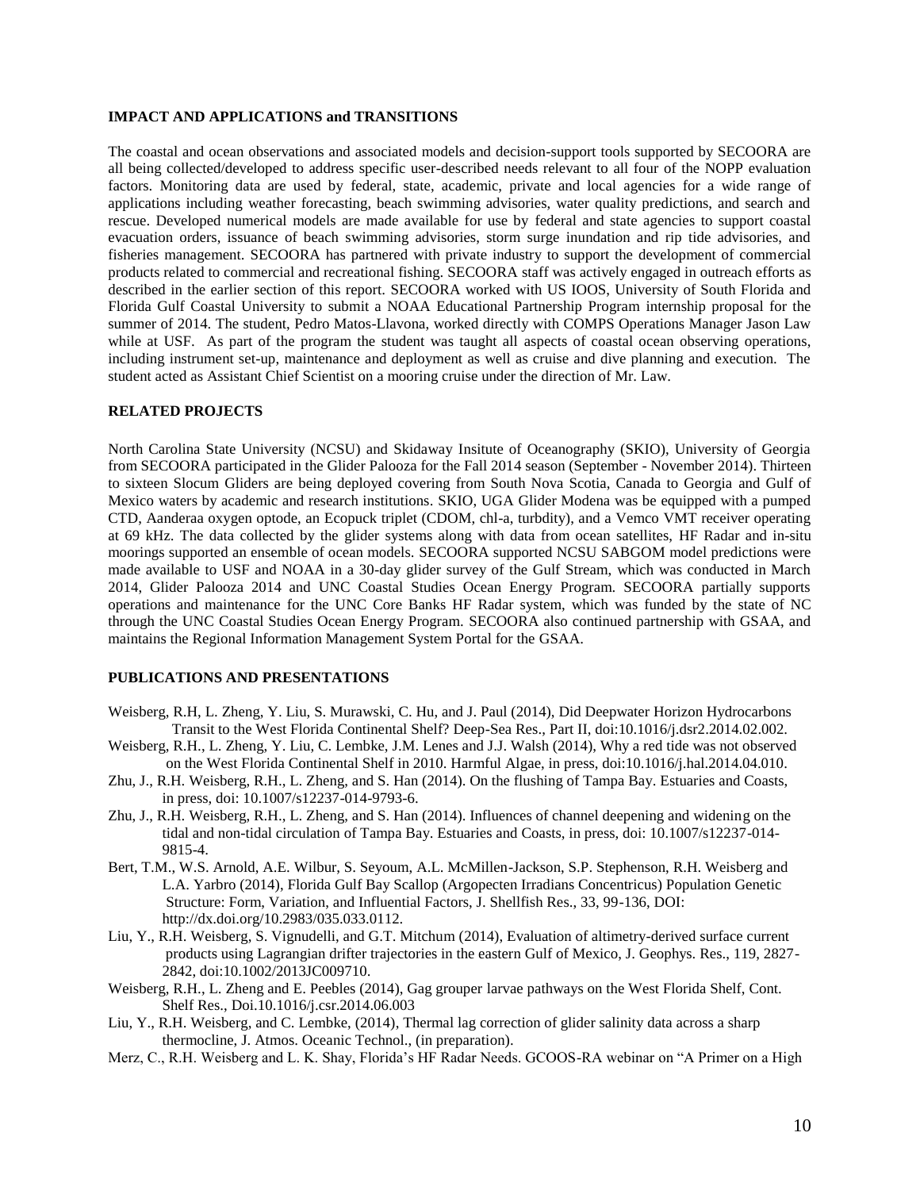## IMPACT AND APPLICATIONS and TRANSITIONS

The coastal and ocean observations and associated models and decision-support tools supported by SECOORA are all being collected/developed to address specific user-described needs relevant to all four of the NOPP evaluation factors. Monitoring data are used by federal, state, academic, private and local agencies for a wide range of applications including weather forecasting, beach swimming advisories, water quality predictions, and search and rescue. Developed numerical models are made available for use by federal and state agencies to support coastal evacuation orders, issuance of beach swimming advisories, storm surge inundation and rip tide advisories, and fisheries management. SECOORA has partnered with private industry to support the development of commercial products related to commercial and recreational fishing. SECOORA staff was actively engaged in outreach efforts as described in the earlier section of this report. SECOORA worked with US IOOS, University of South Florida and Florida Gulf Coastal University to submit a NOAA Educational Partnership Program internship proposal for the summer of 2014. The student, Pedro Matos-Llavona, worked directly with COMPS Operations Manager Jason Law while at USF. As part of the program the student was taught all aspects of coastal ocean observing operations, including instrument set-up, maintenance and deployment as well as cruise and dive planning and execution. The student acted as Assistant Chief Scientist on a mooring cruise under the direction of Mr. Law.

## RELATED PROJECTS

North Carolina State University (NCSU) and Skidaway Insitute of Oceanography (SKIO), University of Georgia from SECOORA participated in the Glider Palooza for the Fall 2014 season (September - November 2014). Thirteen to sixteen Slocum Gliders are being deployed covering from South Nova Scotia, Canada to Georgia and Gulf of Mexico waters by academic and research institutions. SKIO, UGA Glider Modena was be equipped with a pumped CTD, Aanderaa oxygen optode, an Ecopuck triplet (CDOM, chl-a, turbdity), and a Vemco VMT receiver operating at 69 kHz. The data collected by the glider systems along with data from ocean satellites, HF Radar and in-situ moorings supported an ensemble of ocean models. SECOORA supported NCSU SABGOM model predictions were made available to USF and NOAA in a 30-day glider survey of the Gulf Stream, which was conducted in March 2014, Glider Palooza 2014 and UNC Coastal Studies Ocean Energy Program. SECOORA partially supports operations and maintenance for the UNC Core Banks HF Radar system, which was funded by the state of NC through the UNC Coastal Studies Ocean Energy Program. SECOORA also continued partnership with GSAA, and maintains the Regional Information Management System Portal for the GSAA.

## PUBLICATIONS AND PRESENTATIONS

Weisberg, R.H, L. Zheng, Y. Liu, S. Murawski, C. Hu, and J. Paul (2014), Did Deepwater Horizon Hydrocarbons Transit to the West Florida Continental Shelf? Deep-Sea Res., Part II, doi:10.1016/j.dsr2.2014.02.002.

Weisberg, R.H., L. Zheng, Y. Liu, C. Lembke, J.M. Lenes and J.J. Walsh (2014), Why a red tide was not observed on the West Florida Continental Shelf in 2010. Harmful Algae, in press, doi:10.1016/j.hal.2014.04.010.

Zhu, J., R.H. Weisberg, R.H., L. Zheng, and S. Han (2014). On the flushing of Tampa Bay. Estuaries and Coasts, in press, doi: 10.1007/s12237-014-9793-6.

Zhu, J., R.H. Weisberg, R.H., L. Zheng, and S. Han (2014). Influences of channel deepening and widening on the tidal and non-tidal circulation of Tampa Bay. Estuaries and Coasts, in press, doi: 10.1007/s12237-014-9815-4.

Bert, T.M., W.S. Arnold, A.E. Wilbur, S. Seyoum, A.L. McMillen-Jackson, S.P. Stephenson, R.H. Weisberg and L.A. Yarbro (2014), Florida Gulf Bay Scallop (Argopecten Irradians Concentricus) Population Genetic Structure: Form, Variation, and Influential Factors, J. Shellfish Res., 33, 99-136, DOI: http://dx.doi.org/10.2983/035.033.0112.

Liu, Y., R.H. Weisberg, S. Vignudelli, and G.T. Mitchum (2014), Evaluation of altimetry-derived surface current products using Lagrangian drifter trajectories in the eastern Gulf of Mexico, J. Geophys. Res., 119, 2827-2842, doi:10.1002/2013JC009710.

Weisberg, R.H., L. Zheng and E. Peebles (2014), Gag grouper larvae pathways on the West Florida Shelf, Cont. Shelf Res., Doi.10.1016/j.csr.2014.06.003

Liu, Y., R.H. Weisberg, and C. Lembke, (2014), Thermal lag correction of glider salinity data across a sharp thermocline, J. Atmos. Oceanic Technol., (in preparation).

Merz, C., R.H. Weisberg and L. K. Shay, Florida's HF Radar Needs. GCOOS-RA webinar on "A Primer on a High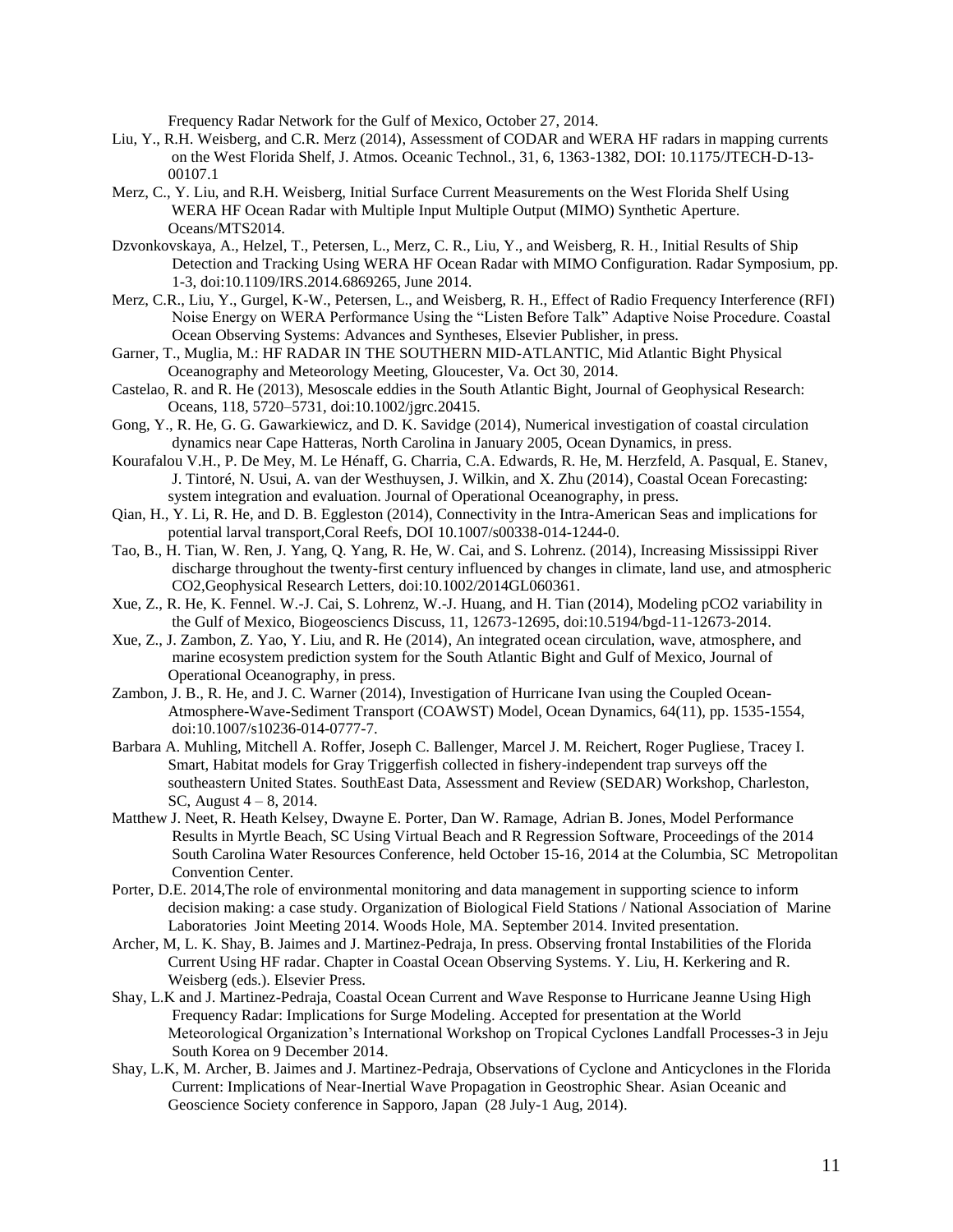Frequency Radar Network for the Gulf of Mexico, October 27, 2014.

Liu, Y., R.H. Weisberg, and C.R. Merz (2014), Assessment of CODAR and WERA HF radars in mapping currents on the West Florida Shelf, J. Atmos. Oceanic Technol., 31, 6, 1363-1382, DOI: 10.1175/JTECH-D-13-00107.1

Merz, C., Y. Liu, and R.H. Weisberg, Initial Surface Current Measurements on the West Florida Shelf Using WERA HF Ocean Radar with Multiple Input Multiple Output (MIMO) Synthetic Aperture. Oceans/MTS2014.

Dzvonkovskaya, A., Helzel, T., Petersen, L., Merz, C. R., Liu, Y., and Weisberg, R. H., Initial Results of Ship Detection and Tracking Using WERA HF Ocean Radar with MIMO Configuration. Radar Symposium, pp. 1-3, doi:10.1109/IRS.2014.6869265, June 2014.

Merz, C.R., Liu, Y., Gurgel, K-W., Petersen, L., and Weisberg, R. H., Effect of Radio Frequency Interference (RFI) Noise Energy on WERA Performance Using the "Listen Before Talk" Adaptive Noise Procedure. Coastal Ocean Observing Systems: Advances and Syntheses, Elsevier Publisher, in press.

Garner, T., Muglia, M.: HF RADAR IN THE SOUTHERN MID-ATLANTIC, Mid Atlantic Bight Physical Oceanography and Meteorology Meeting, Gloucester, Va. Oct 30, 2014.

Castelao, R. and R. He (2013), Mesoscale eddies in the South Atlantic Bight, Journal of Geophysical Research: Oceans, 118, 5720–5731, doi:10.1002/jgrc.20415.

Gong, Y., R. He, G. G. Gawarkiewicz, and D. K. Savidge (2014), Numerical investigation of coastal circulation dynamics near Cape Hatteras, North Carolina in January 2005, Ocean Dynamics, in press.

Kourafalou V.H., P. De Mey, M. Le Hénaff, G. Charria, C.A. Edwards, R. He, M. Herzfeld, A. Pasqual, E. Stanev, J. Tintoré, N. Usui, A. van der Westhuysen, J. Wilkin, and X. Zhu (2014), Coastal Ocean Forecasting: system integration and evaluation. Journal of Operational Oceanography, in press.

Qian, H., Y. Li, R. He, and D. B. Eggleston (2014), Connectivity in the Intra-American Seas and implications for potential larval transport,Coral Reefs, DOI 10.1007/s00338-014-1244-0.

Tao, B., H. Tian, W. Ren, J. Yang, Q. Yang, R. He, W. Cai, and S. Lohrenz. (2014), Increasing Mississippi River discharge throughout the twenty-first century influenced by changes in climate, land use, and atmospheric CO2,Geophysical Research Letters, doi:10.1002/2014GL060361.

Xue, Z., R. He, K. Fennel. W.-J. Cai, S. Lohrenz, W.-J. Huang, and H. Tian (2014), Modeling pCO2 variability in the Gulf of Mexico, Biogeosciencs Discuss, 11, 12673-12695, doi:10.5194/bgd-11-12673-2014.

Xue, Z., J. Zambon, Z. Yao, Y. Liu, and R. He (2014), An integrated ocean circulation, wave, atmosphere, and marine ecosystem prediction system for the South Atlantic Bight and Gulf of Mexico, Journal of Operational Oceanography, in press.

Zambon, J. B., R. He, and J. C. Warner (2014), Investigation of Hurricane Ivan using the Coupled Ocean-Atmosphere-Wave-Sediment Transport (COAWST) Model, Ocean Dynamics, 64(11), pp. 1535-1554, doi:10.1007/s10236-014-0777-7.

Barbara A. Muhling, Mitchell A. Roffer, Joseph C. Ballenger, Marcel J. M. Reichert, Roger Pugliese, Tracey I. Smart, Habitat models for Gray Triggerfish collected in fishery-independent trap surveys off the southeastern United States. SouthEast Data, Assessment and Review (SEDAR) Workshop, Charleston, SC, August 4 – 8, 2014.

Matthew J. Neet, R. Heath Kelsey, Dwayne E. Porter, Dan W. Ramage, Adrian B. Jones, Model Performance Results in Myrtle Beach, SC Using Virtual Beach and R Regression Software, Proceedings of the 2014 South Carolina Water Resources Conference, held October 15-16, 2014 at the Columbia, SC Metropolitan Convention Center.

Porter, D.E. 2014,The role of environmental monitoring and data management in supporting science to inform decision making: a case study. Organization of Biological Field Stations / National Association of Marine Laboratories Joint Meeting 2014. Woods Hole, MA. September 2014. Invited presentation.

Archer, M, L. K. Shay, B. Jaimes and J. Martinez-Pedraja, In press. Observing frontal Instabilities of the Florida Current Using HF radar. Chapter in Coastal Ocean Observing Systems. Y. Liu, H. Kerkering and R. Weisberg (eds.). Elsevier Press.

Shay, L.K and J. Martinez-Pedraja, Coastal Ocean Current and Wave Response to Hurricane Jeanne Using High Frequency Radar: Implications for Surge Modeling. Accepted for presentation at the World Meteorological Organization's International Workshop on Tropical Cyclones Landfall Processes-3 in Jeju South Korea on 9 December 2014.

Shay, L.K, M. Archer, B. Jaimes and J. Martinez-Pedraja, Observations of Cyclone and Anticyclones in the Florida Current: Implications of Near-Inertial Wave Propagation in Geostrophic Shear. Asian Oceanic and Geoscience Society conference in Sapporo, Japan (28 July-1 Aug, 2014).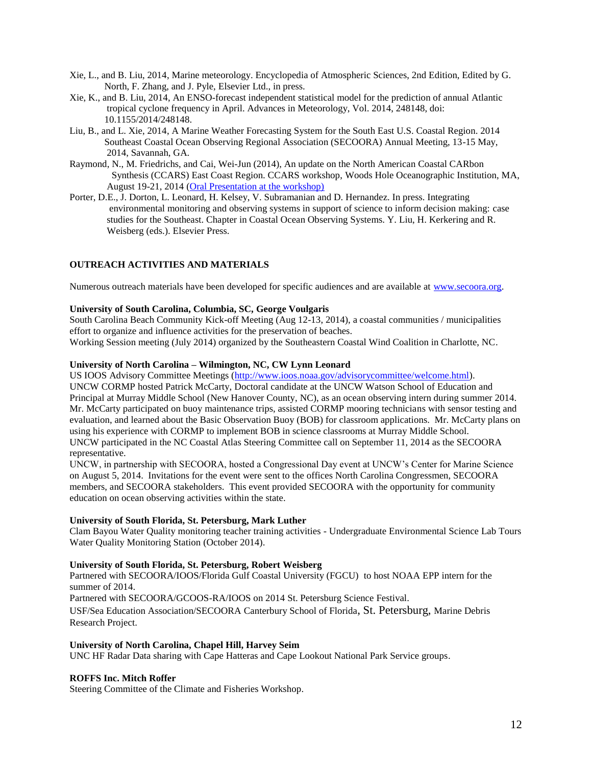Xie, L., and B. Liu, 2014, Marine meteorology. Encyclopedia of Atmospheric Sciences, 2nd Edition, Edited by G. North, F. Zhang, and J. Pyle, Elsevier Ltd., in press.

Xie, K., and B. Liu, 2014, An ENSO-forecast independent statistical model for the prediction of annual Atlantic tropical cyclone frequency in April. Advances in Meteorology, Vol. 2014, 248148, doi: 10.1155/2014/248148.

Liu, B., and L. Xie, 2014, A Marine Weather Forecasting System for the South East U.S. Coastal Region. 2014 Southeast Coastal Ocean Observing Regional Association (SECOORA) Annual Meeting, 13-15 May, 2014, Savannah, GA.

Raymond, N., M. Friedrichs, and Cai, Wei-Jun (2014), An update on the North American Coastal CARbon Synthesis (CCARS) East Coast Region. CCARS workshop, Woods Hole Oceanographic Institution, MA, August 19-21, 2014 (Oral Presentation at the workshop)

Porter, D.E., J. Dorton, L. Leonard, H. Kelsey, V. Subramanian and D. Hernandez. In press. Integrating environmental monitoring and observing systems in support of science to inform decision making: case studies for the Southeast. Chapter in Coastal Ocean Observing Systems. Y. Liu, H. Kerkering and R. Weisberg (eds.). Elsevier Press.

## OUTREACH ACTIVITIES AND MATERIALS

Numerous outreach materials have been developed for specific audiences and are available at www.secoora.org.

**University of South Carolina, Columbia, SC, George Voulgaris**

South Carolina Beach Community Kick-off Meeting (Aug 12-13, 2014), a coastal communities / municipalities effort to organize and influence activities for the preservation of beaches.

Working Session meeting (July 2014) organized by the Southeastern Coastal Wind Coalition in Charlotte, NC.

**University of North Carolina – Wilmington, NC, CW Lynn Leonard**

US IOOS Advisory Committee Meetings (http://www.ioos.noaa.gov/advisorycommittee/welcome.html).

UNCW CORMP hosted Patrick McCarty, Doctoral candidate at the UNCW Watson School of Education and Principal at Murray Middle School (New Hanover County, NC), as an ocean observing intern during summer 2014. Mr. McCarty participated on buoy maintenance trips, assisted CORMP mooring technicians with sensor testing and evaluation, and learned about the Basic Observation Buoy (BOB) for classroom applications. Mr. McCarty plans on using his experience with CORMP to implement BOB in science classrooms at Murray Middle School.

UNCW participated in the NC Coastal Atlas Steering Committee call on September 11, 2014 as the SECOORA representative.

UNCW, in partnership with SECOORA, hosted a Congressional Day event at UNCW's Center for Marine Science on August 5, 2014. Invitations for the event were sent to the offices North Carolina Congressmen, SECOORA members, and SECOORA stakeholders. This event provided SECOORA with the opportunity for community education on ocean observing activities within the state.

**University of South Florida, St. Petersburg, Mark Luther**

Clam Bayou Water Quality monitoring teacher training activities - Undergraduate Environmental Science Lab Tours Water Quality Monitoring Station (October 2014).

**University of South Florida, St. Petersburg, Robert Weisberg**

Partnered with SECOORA/IOOS/Florida Gulf Coastal University (FGCU) to host NOAA EPP intern for the summer of 2014.

Partnered with SECOORA/GCOOS-RA/IOOS on 2014 St. Petersburg Science Festival.

USF/Sea Education Association/SECOORA Canterbury School of Florida, St. Petersburg, Marine Debris Research Project.

**University of North Carolina, Chapel Hill, Harvey Seim**

UNC HF Radar Data sharing with Cape Hatteras and Cape Lookout National Park Service groups.

**ROFFS Inc. Mitch Roffer**

Steering Committee of the Climate and Fisheries Workshop.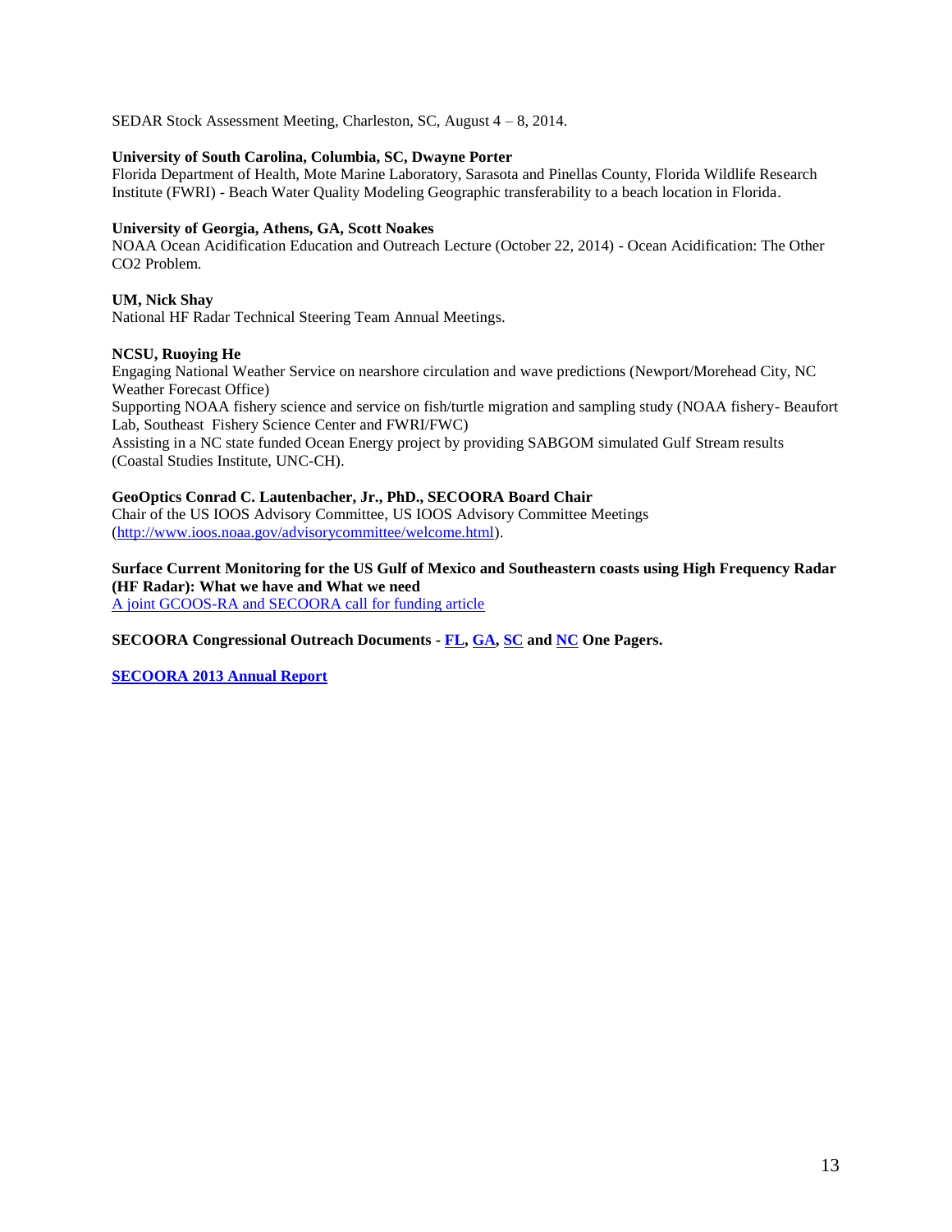SEDAR Stock Assessment Meeting, Charleston, SC, August 4 – 8, 2014.

**University of South Carolina, Columbia, SC, Dwayne Porter**
Florida Department of Health, Mote Marine Laboratory, Sarasota and Pinellas County, Florida Wildlife Research Institute (FWRI) - Beach Water Quality Modeling Geographic transferability to a beach location in Florida.

**University of Georgia, Athens, GA, Scott Noakes**
NOAA Ocean Acidification Education and Outreach Lecture (October 22, 2014) - Ocean Acidification: The Other CO2 Problem.

**UM, Nick Shay**
National HF Radar Technical Steering Team Annual Meetings.

**NCSU, Ruoying He**
Engaging National Weather Service on nearshore circulation and wave predictions (Newport/Morehead City, NC Weather Forecast Office)
Supporting NOAA fishery science and service on fish/turtle migration and sampling study (NOAA fishery- Beaufort Lab, Southeast Fishery Science Center and FWRI/FWC)
Assisting in a NC state funded Ocean Energy project by providing SABGOM simulated Gulf Stream results (Coastal Studies Institute, UNC-CH).

**GeoOptics Conrad C. Lautenbacher, Jr., PhD., SECOORA Board Chair**
Chair of the US IOOS Advisory Committee, US IOOS Advisory Committee Meetings (http://www.ioos.noaa.gov/advisorycommittee/welcome.html).

**Surface Current Monitoring for the US Gulf of Mexico and Southeastern coasts using High Frequency Radar (HF Radar): What we have and What we need**
A joint GCOOS-RA and SECOORA call for funding article

**SECOORA Congressional Outreach Documents - FL, GA, SC and NC One Pagers.**

**SECOORA 2013 Annual Report**